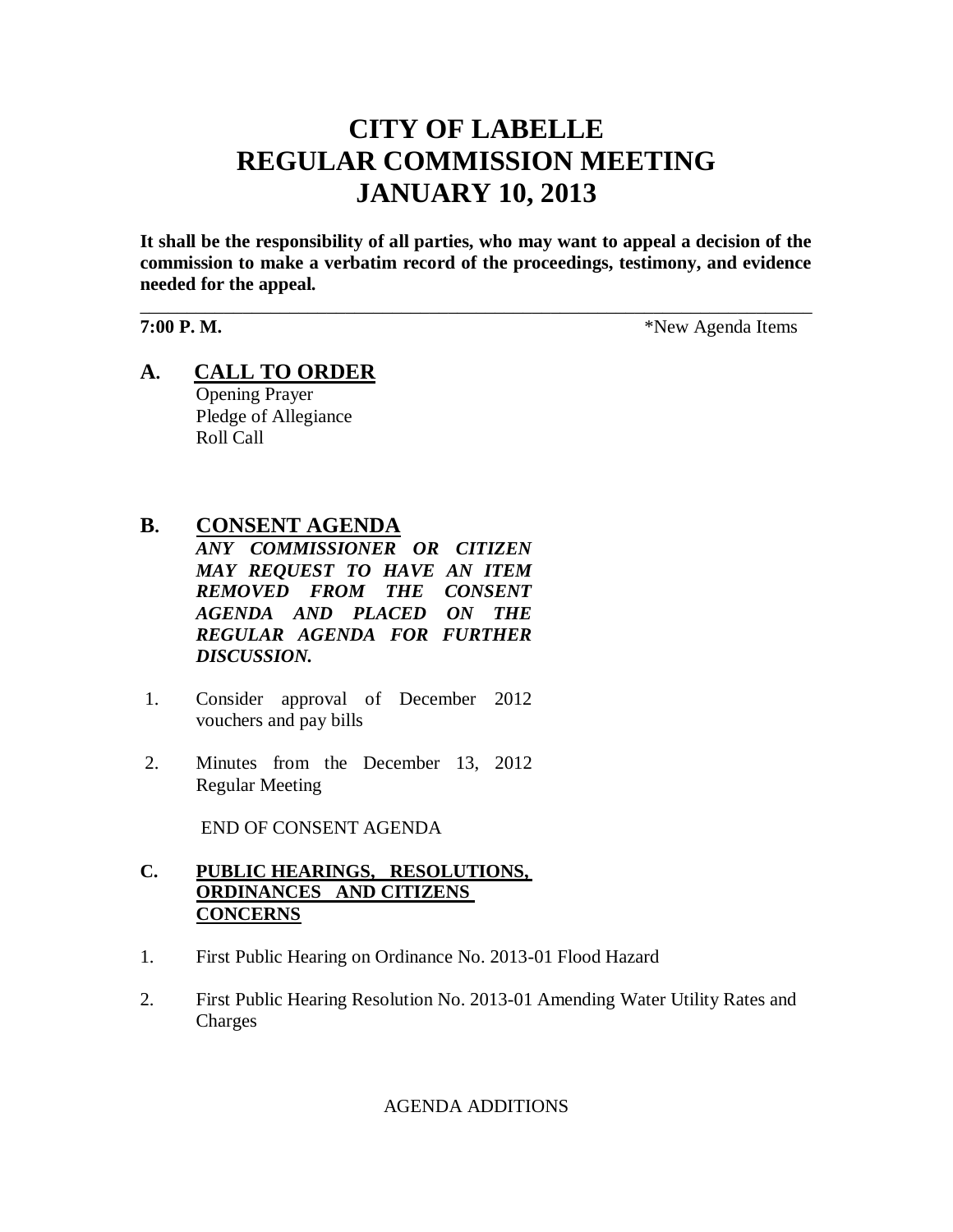# CITY OF LABELLE
# REGULAR COMMISSION MEETING
# JANUARY 10, 2013

**It shall be the responsibility of all parties, who may want to appeal a decision of the commission to make a verbatim record of the proceedings, testimony, and evidence needed for the appeal.**

---

**7:00 P. M.** *New Agenda Items

## A. CALL TO ORDER

Opening Prayer
Pledge of Allegiance
Roll Call

## B. CONSENT AGENDA

***ANY COMMISSIONER OR CITIZEN MAY REQUEST TO HAVE AN ITEM REMOVED FROM THE CONSENT AGENDA AND PLACED ON THE REGULAR AGENDA FOR FURTHER DISCUSSION.***

1. Consider approval of December 2012 vouchers and pay bills
2. Minutes from the December 13, 2012 Regular Meeting

END OF CONSENT AGENDA

## C. PUBLIC HEARINGS, RESOLUTIONS, ORDINANCES AND CITIZENS CONCERNS

1. First Public Hearing on Ordinance No. 2013-01 Flood Hazard
2. First Public Hearing Resolution No. 2013-01 Amending Water Utility Rates and Charges

AGENDA ADDITIONS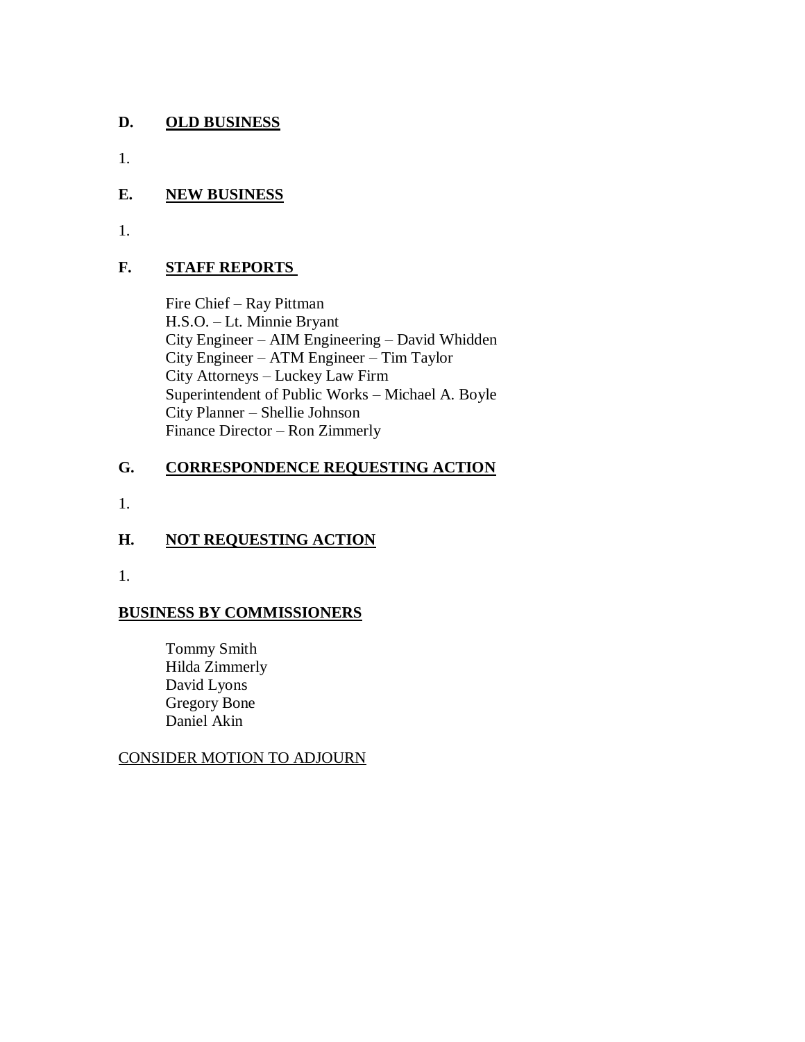## D. OLD BUSINESS

1.

## E. NEW BUSINESS

1.

## F. STAFF REPORTS

Fire Chief – Ray Pittman
H.S.O. – Lt. Minnie Bryant
City Engineer – AIM Engineering – David Whidden
City Engineer – ATM Engineer – Tim Taylor
City Attorneys – Luckey Law Firm
Superintendent of Public Works – Michael A. Boyle
City Planner – Shellie Johnson
Finance Director – Ron Zimmerly

## G. CORRESPONDENCE REQUESTING ACTION

1.

## H. NOT REQUESTING ACTION

1.

## BUSINESS BY COMMISSIONERS

Tommy Smith
Hilda Zimmerly
David Lyons
Gregory Bone
Daniel Akin

CONSIDER MOTION TO ADJOURN